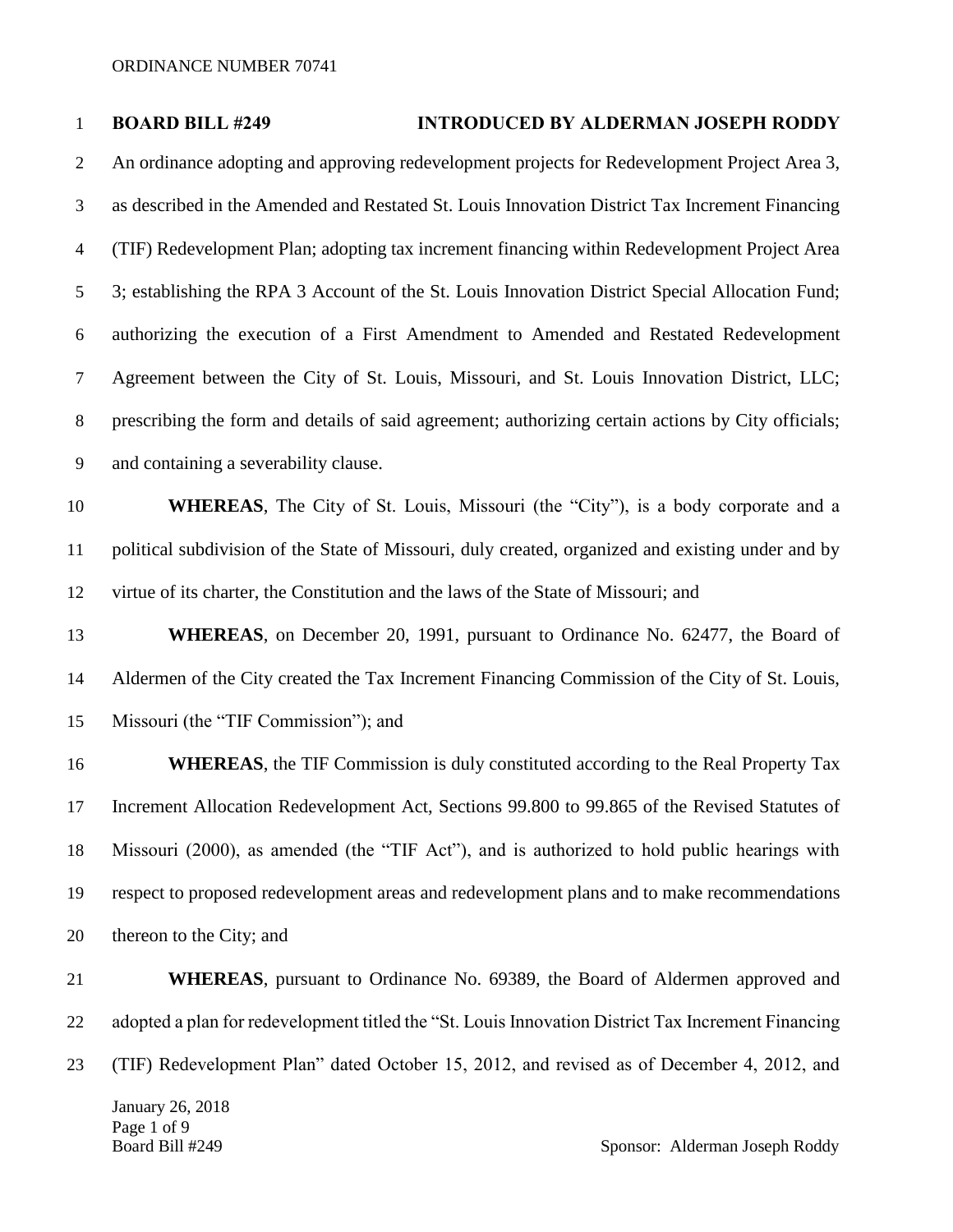ORDINANCE NUMBER 70741

**BOARD BILL #249 INTRODUCED BY ALDERMAN JOSEPH RODDY**

An ordinance adopting and approving redevelopment projects for Redevelopment Project Area 3, as described in the Amended and Restated St. Louis Innovation District Tax Increment Financing (TIF) Redevelopment Plan; adopting tax increment financing within Redevelopment Project Area 3; establishing the RPA 3 Account of the St. Louis Innovation District Special Allocation Fund; authorizing the execution of a First Amendment to Amended and Restated Redevelopment Agreement between the City of St. Louis, Missouri, and St. Louis Innovation District, LLC; prescribing the form and details of said agreement; authorizing certain actions by City officials; and containing a severability clause.

**WHEREAS**, The City of St. Louis, Missouri (the "City"), is a body corporate and a political subdivision of the State of Missouri, duly created, organized and existing under and by virtue of its charter, the Constitution and the laws of the State of Missouri; and

**WHEREAS**, on December 20, 1991, pursuant to Ordinance No. 62477, the Board of Aldermen of the City created the Tax Increment Financing Commission of the City of St. Louis, Missouri (the "TIF Commission"); and

**WHEREAS**, the TIF Commission is duly constituted according to the Real Property Tax Increment Allocation Redevelopment Act, Sections 99.800 to 99.865 of the Revised Statutes of Missouri (2000), as amended (the "TIF Act"), and is authorized to hold public hearings with respect to proposed redevelopment areas and redevelopment plans and to make recommendations thereon to the City; and

**WHEREAS**, pursuant to Ordinance No. 69389, the Board of Aldermen approved and adopted a plan for redevelopment titled the "St. Louis Innovation District Tax Increment Financing (TIF) Redevelopment Plan" dated October 15, 2012, and revised as of December 4, 2012, and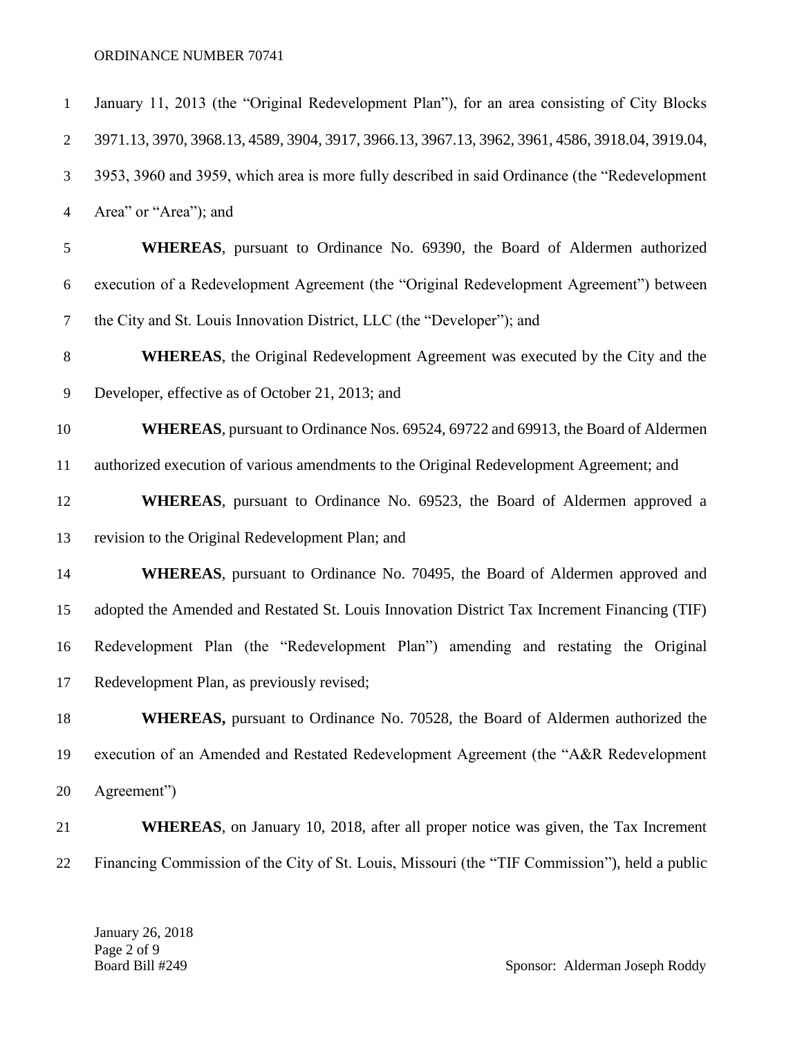January 11, 2013 (the "Original Redevelopment Plan"), for an area consisting of City Blocks 3971.13, 3970, 3968.13, 4589, 3904, 3917, 3966.13, 3967.13, 3962, 3961, 4586, 3918.04, 3919.04, 3953, 3960 and 3959, which area is more fully described in said Ordinance (the "Redevelopment Area" or "Area"); and

**WHEREAS**, pursuant to Ordinance No. 69390, the Board of Aldermen authorized execution of a Redevelopment Agreement (the "Original Redevelopment Agreement") between the City and St. Louis Innovation District, LLC (the "Developer"); and

**WHEREAS**, the Original Redevelopment Agreement was executed by the City and the Developer, effective as of October 21, 2013; and

**WHEREAS**, pursuant to Ordinance Nos. 69524, 69722 and 69913, the Board of Aldermen authorized execution of various amendments to the Original Redevelopment Agreement; and

**WHEREAS**, pursuant to Ordinance No. 69523, the Board of Aldermen approved a revision to the Original Redevelopment Plan; and

**WHEREAS**, pursuant to Ordinance No. 70495, the Board of Aldermen approved and adopted the Amended and Restated St. Louis Innovation District Tax Increment Financing (TIF) Redevelopment Plan (the "Redevelopment Plan") amending and restating the Original Redevelopment Plan, as previously revised;

**WHEREAS,** pursuant to Ordinance No. 70528, the Board of Aldermen authorized the execution of an Amended and Restated Redevelopment Agreement (the "A&R Redevelopment Agreement")

**WHEREAS**, on January 10, 2018, after all proper notice was given, the Tax Increment Financing Commission of the City of St. Louis, Missouri (the "TIF Commission"), held a public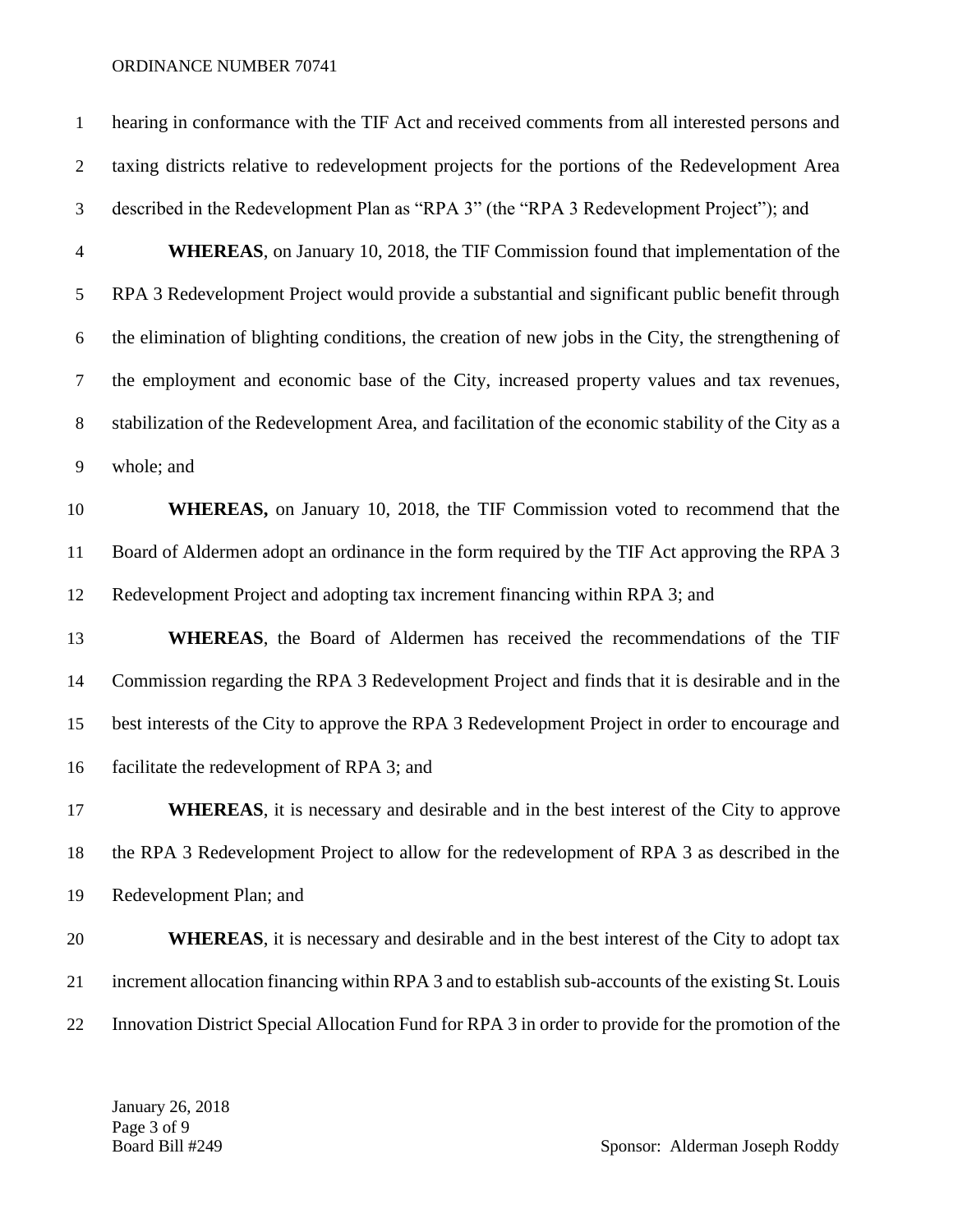hearing in conformance with the TIF Act and received comments from all interested persons and taxing districts relative to redevelopment projects for the portions of the Redevelopment Area described in the Redevelopment Plan as "RPA 3" (the "RPA 3 Redevelopment Project"); and

**WHEREAS**, on January 10, 2018, the TIF Commission found that implementation of the RPA 3 Redevelopment Project would provide a substantial and significant public benefit through the elimination of blighting conditions, the creation of new jobs in the City, the strengthening of the employment and economic base of the City, increased property values and tax revenues, stabilization of the Redevelopment Area, and facilitation of the economic stability of the City as a whole; and

**WHEREAS,** on January 10, 2018, the TIF Commission voted to recommend that the Board of Aldermen adopt an ordinance in the form required by the TIF Act approving the RPA 3 Redevelopment Project and adopting tax increment financing within RPA 3; and

**WHEREAS**, the Board of Aldermen has received the recommendations of the TIF Commission regarding the RPA 3 Redevelopment Project and finds that it is desirable and in the best interests of the City to approve the RPA 3 Redevelopment Project in order to encourage and facilitate the redevelopment of RPA 3; and

**WHEREAS**, it is necessary and desirable and in the best interest of the City to approve the RPA 3 Redevelopment Project to allow for the redevelopment of RPA 3 as described in the Redevelopment Plan; and

**WHEREAS**, it is necessary and desirable and in the best interest of the City to adopt tax increment allocation financing within RPA 3 and to establish sub-accounts of the existing St. Louis Innovation District Special Allocation Fund for RPA 3 in order to provide for the promotion of the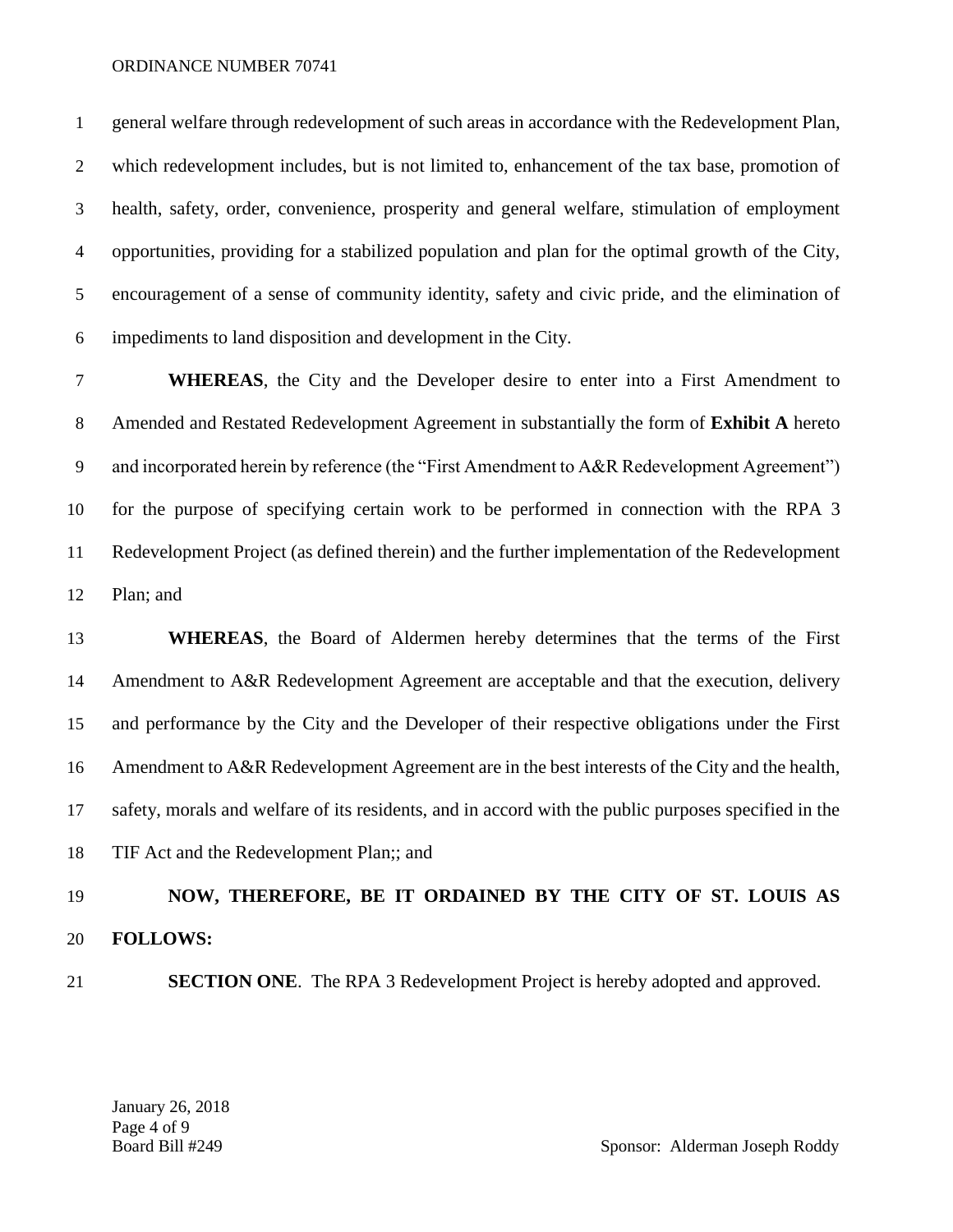general welfare through redevelopment of such areas in accordance with the Redevelopment Plan, which redevelopment includes, but is not limited to, enhancement of the tax base, promotion of health, safety, order, convenience, prosperity and general welfare, stimulation of employment opportunities, providing for a stabilized population and plan for the optimal growth of the City, encouragement of a sense of community identity, safety and civic pride, and the elimination of impediments to land disposition and development in the City.

**WHEREAS**, the City and the Developer desire to enter into a First Amendment to Amended and Restated Redevelopment Agreement in substantially the form of **Exhibit A** hereto and incorporated herein by reference (the "First Amendment to A&R Redevelopment Agreement") for the purpose of specifying certain work to be performed in connection with the RPA 3 Redevelopment Project (as defined therein) and the further implementation of the Redevelopment Plan; and

**WHEREAS**, the Board of Aldermen hereby determines that the terms of the First Amendment to A&R Redevelopment Agreement are acceptable and that the execution, delivery and performance by the City and the Developer of their respective obligations under the First Amendment to A&R Redevelopment Agreement are in the best interests of the City and the health, safety, morals and welfare of its residents, and in accord with the public purposes specified in the TIF Act and the Redevelopment Plan;; and

**NOW, THEREFORE, BE IT ORDAINED BY THE CITY OF ST. LOUIS AS FOLLOWS:**

**SECTION ONE**. The RPA 3 Redevelopment Project is hereby adopted and approved.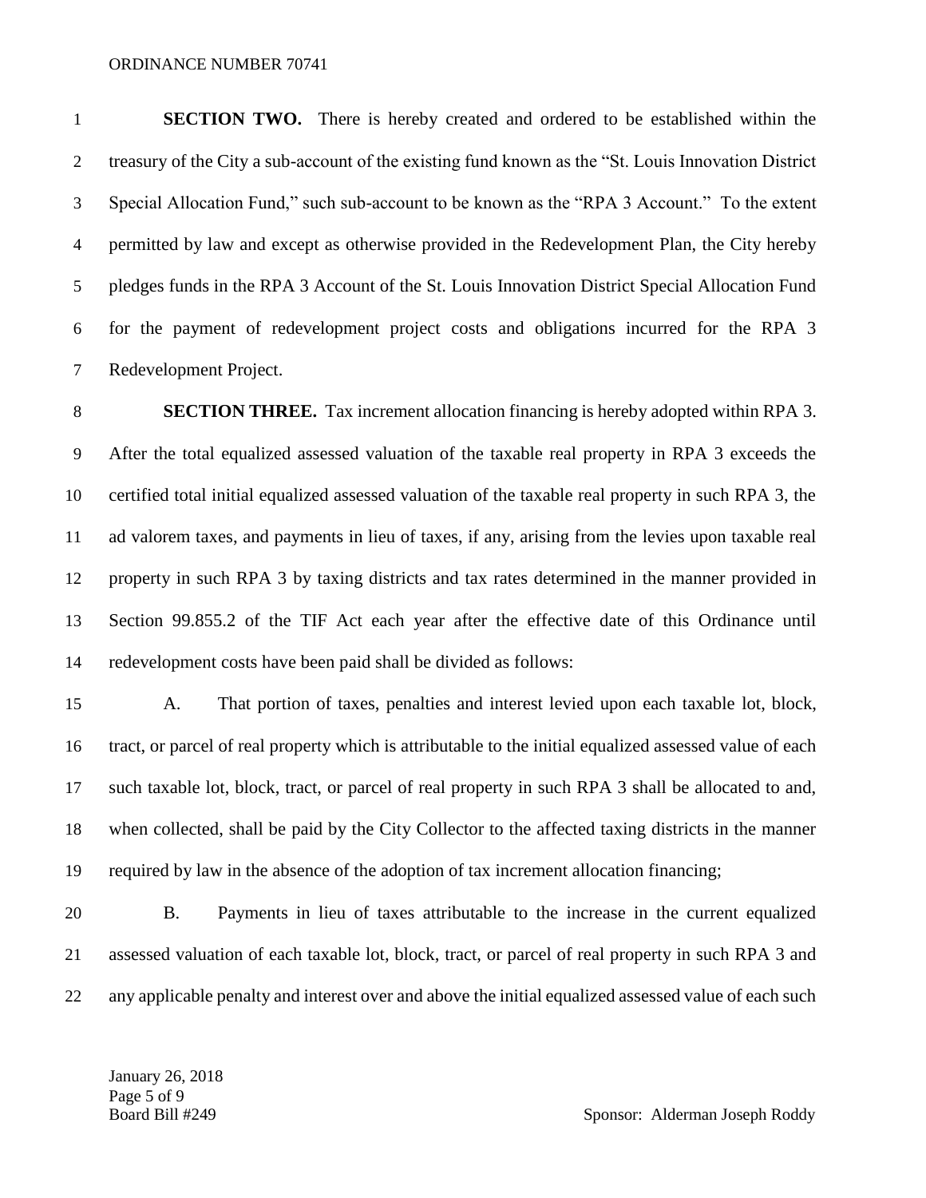**SECTION TWO.** There is hereby created and ordered to be established within the treasury of the City a sub-account of the existing fund known as the "St. Louis Innovation District Special Allocation Fund," such sub-account to be known as the "RPA 3 Account." To the extent permitted by law and except as otherwise provided in the Redevelopment Plan, the City hereby pledges funds in the RPA 3 Account of the St. Louis Innovation District Special Allocation Fund for the payment of redevelopment project costs and obligations incurred for the RPA 3 Redevelopment Project.

**SECTION THREE.** Tax increment allocation financing is hereby adopted within RPA 3. After the total equalized assessed valuation of the taxable real property in RPA 3 exceeds the certified total initial equalized assessed valuation of the taxable real property in such RPA 3, the ad valorem taxes, and payments in lieu of taxes, if any, arising from the levies upon taxable real property in such RPA 3 by taxing districts and tax rates determined in the manner provided in Section 99.855.2 of the TIF Act each year after the effective date of this Ordinance until redevelopment costs have been paid shall be divided as follows:

A. That portion of taxes, penalties and interest levied upon each taxable lot, block, tract, or parcel of real property which is attributable to the initial equalized assessed value of each such taxable lot, block, tract, or parcel of real property in such RPA 3 shall be allocated to and, when collected, shall be paid by the City Collector to the affected taxing districts in the manner required by law in the absence of the adoption of tax increment allocation financing;

B. Payments in lieu of taxes attributable to the increase in the current equalized assessed valuation of each taxable lot, block, tract, or parcel of real property in such RPA 3 and any applicable penalty and interest over and above the initial equalized assessed value of each such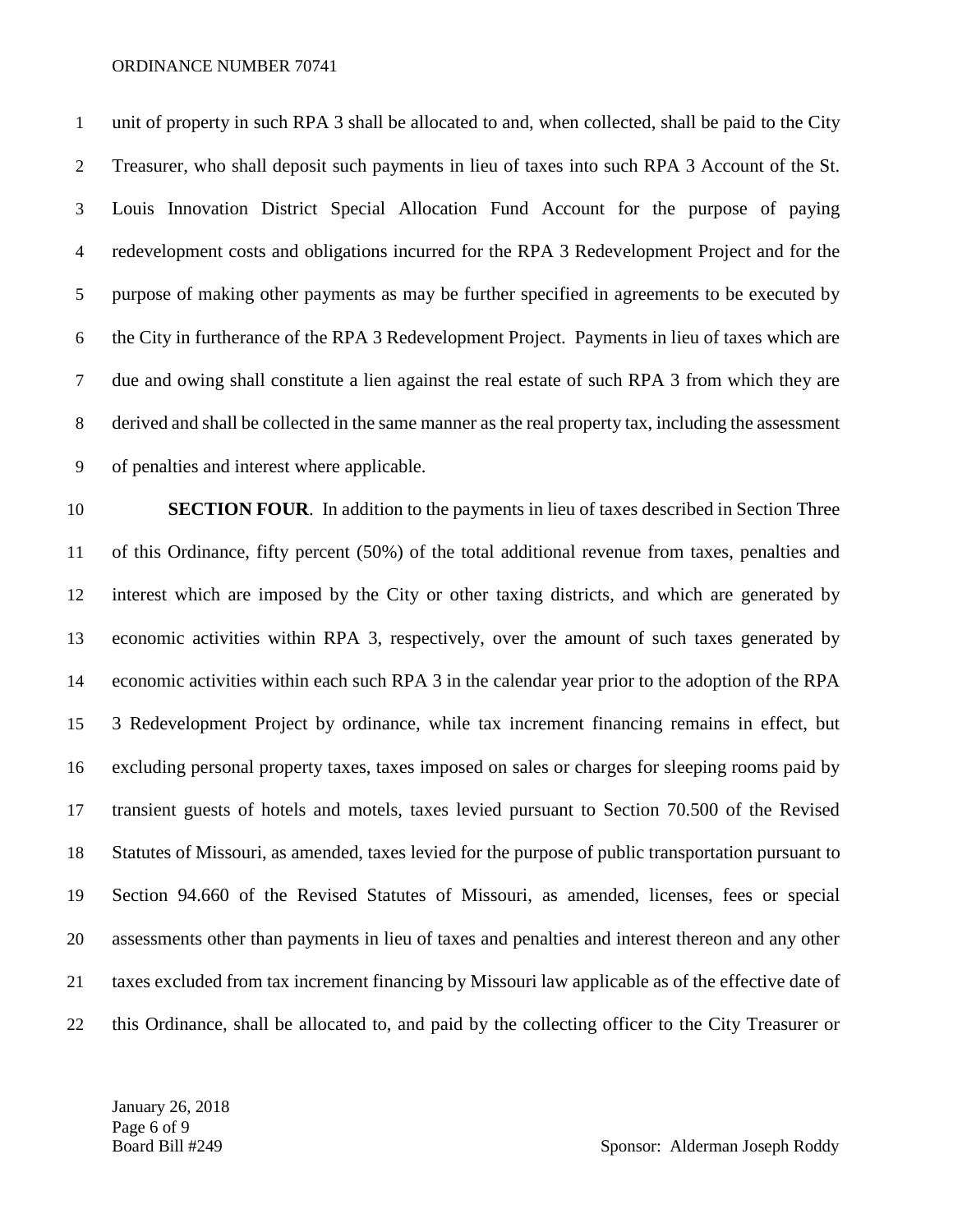unit of property in such RPA 3 shall be allocated to and, when collected, shall be paid to the City Treasurer, who shall deposit such payments in lieu of taxes into such RPA 3 Account of the St. Louis Innovation District Special Allocation Fund Account for the purpose of paying redevelopment costs and obligations incurred for the RPA 3 Redevelopment Project and for the purpose of making other payments as may be further specified in agreements to be executed by the City in furtherance of the RPA 3 Redevelopment Project. Payments in lieu of taxes which are due and owing shall constitute a lien against the real estate of such RPA 3 from which they are derived and shall be collected in the same manner as the real property tax, including the assessment of penalties and interest where applicable.

**SECTION FOUR**. In addition to the payments in lieu of taxes described in Section Three of this Ordinance, fifty percent (50%) of the total additional revenue from taxes, penalties and interest which are imposed by the City or other taxing districts, and which are generated by economic activities within RPA 3, respectively, over the amount of such taxes generated by economic activities within each such RPA 3 in the calendar year prior to the adoption of the RPA 3 Redevelopment Project by ordinance, while tax increment financing remains in effect, but excluding personal property taxes, taxes imposed on sales or charges for sleeping rooms paid by transient guests of hotels and motels, taxes levied pursuant to Section 70.500 of the Revised Statutes of Missouri, as amended, taxes levied for the purpose of public transportation pursuant to Section 94.660 of the Revised Statutes of Missouri, as amended, licenses, fees or special assessments other than payments in lieu of taxes and penalties and interest thereon and any other taxes excluded from tax increment financing by Missouri law applicable as of the effective date of this Ordinance, shall be allocated to, and paid by the collecting officer to the City Treasurer or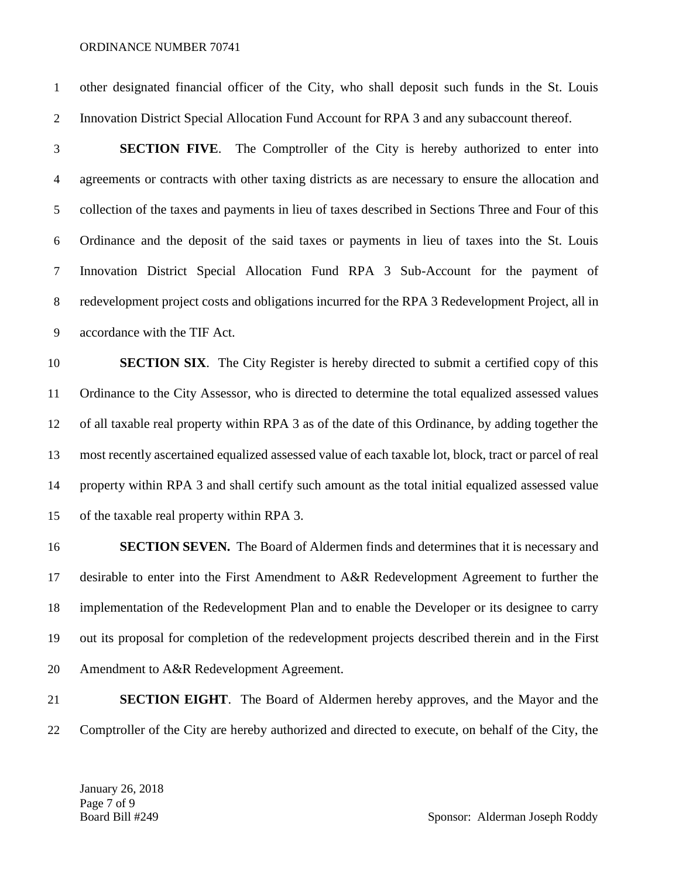other designated financial officer of the City, who shall deposit such funds in the St. Louis Innovation District Special Allocation Fund Account for RPA 3 and any subaccount thereof.

**SECTION FIVE**. The Comptroller of the City is hereby authorized to enter into agreements or contracts with other taxing districts as are necessary to ensure the allocation and collection of the taxes and payments in lieu of taxes described in Sections Three and Four of this Ordinance and the deposit of the said taxes or payments in lieu of taxes into the St. Louis Innovation District Special Allocation Fund RPA 3 Sub-Account for the payment of redevelopment project costs and obligations incurred for the RPA 3 Redevelopment Project, all in accordance with the TIF Act.

**SECTION SIX**. The City Register is hereby directed to submit a certified copy of this Ordinance to the City Assessor, who is directed to determine the total equalized assessed values of all taxable real property within RPA 3 as of the date of this Ordinance, by adding together the most recently ascertained equalized assessed value of each taxable lot, block, tract or parcel of real property within RPA 3 and shall certify such amount as the total initial equalized assessed value of the taxable real property within RPA 3.

**SECTION SEVEN.** The Board of Aldermen finds and determines that it is necessary and desirable to enter into the First Amendment to A&R Redevelopment Agreement to further the implementation of the Redevelopment Plan and to enable the Developer or its designee to carry out its proposal for completion of the redevelopment projects described therein and in the First Amendment to A&R Redevelopment Agreement.

**SECTION EIGHT**. The Board of Aldermen hereby approves, and the Mayor and the Comptroller of the City are hereby authorized and directed to execute, on behalf of the City, the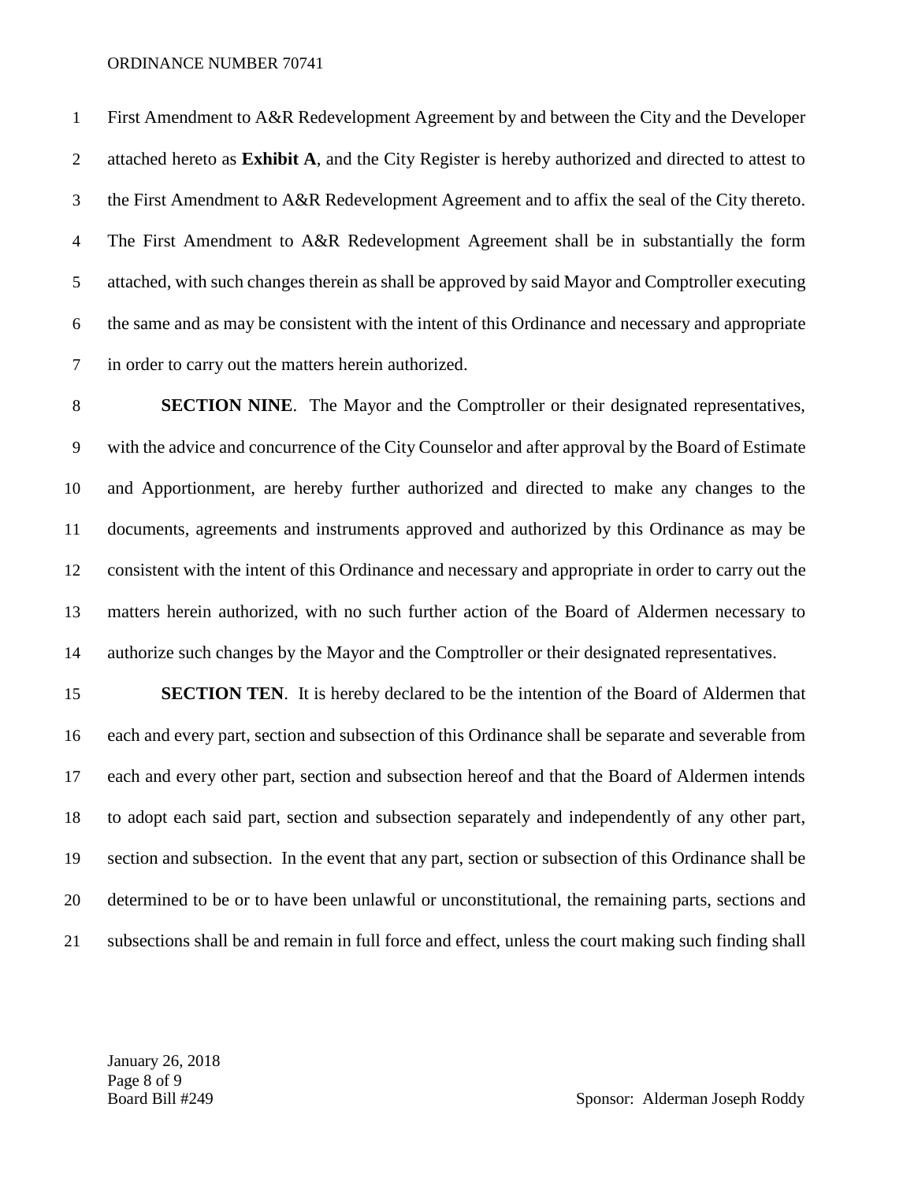First Amendment to A&R Redevelopment Agreement by and between the City and the Developer attached hereto as **Exhibit A**, and the City Register is hereby authorized and directed to attest to the First Amendment to A&R Redevelopment Agreement and to affix the seal of the City thereto. The First Amendment to A&R Redevelopment Agreement shall be in substantially the form attached, with such changes therein as shall be approved by said Mayor and Comptroller executing the same and as may be consistent with the intent of this Ordinance and necessary and appropriate in order to carry out the matters herein authorized.

**SECTION NINE**. The Mayor and the Comptroller or their designated representatives, with the advice and concurrence of the City Counselor and after approval by the Board of Estimate and Apportionment, are hereby further authorized and directed to make any changes to the documents, agreements and instruments approved and authorized by this Ordinance as may be consistent with the intent of this Ordinance and necessary and appropriate in order to carry out the matters herein authorized, with no such further action of the Board of Aldermen necessary to authorize such changes by the Mayor and the Comptroller or their designated representatives.

**SECTION TEN**. It is hereby declared to be the intention of the Board of Aldermen that each and every part, section and subsection of this Ordinance shall be separate and severable from each and every other part, section and subsection hereof and that the Board of Aldermen intends to adopt each said part, section and subsection separately and independently of any other part, section and subsection. In the event that any part, section or subsection of this Ordinance shall be determined to be or to have been unlawful or unconstitutional, the remaining parts, sections and subsections shall be and remain in full force and effect, unless the court making such finding shall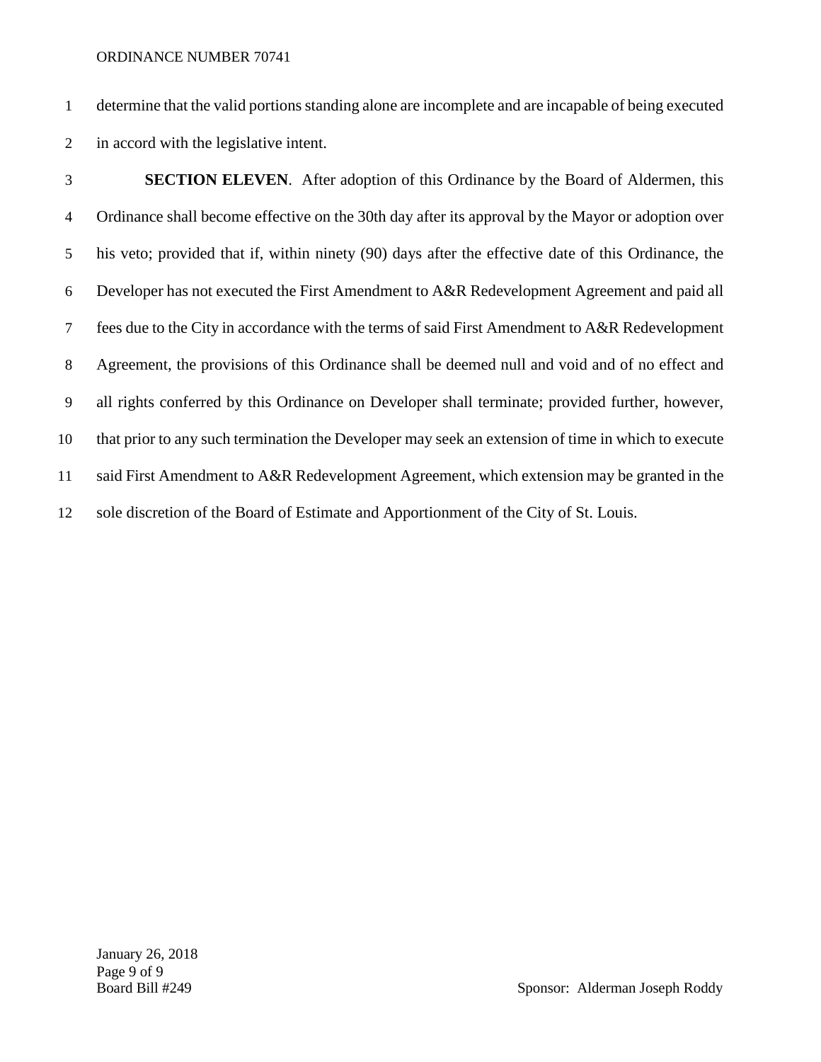determine that the valid portions standing alone are incomplete and are incapable of being executed in accord with the legislative intent.

**SECTION ELEVEN**. After adoption of this Ordinance by the Board of Aldermen, this Ordinance shall become effective on the 30th day after its approval by the Mayor or adoption over his veto; provided that if, within ninety (90) days after the effective date of this Ordinance, the Developer has not executed the First Amendment to A&R Redevelopment Agreement and paid all fees due to the City in accordance with the terms of said First Amendment to A&R Redevelopment Agreement, the provisions of this Ordinance shall be deemed null and void and of no effect and all rights conferred by this Ordinance on Developer shall terminate; provided further, however, that prior to any such termination the Developer may seek an extension of time in which to execute said First Amendment to A&R Redevelopment Agreement, which extension may be granted in the sole discretion of the Board of Estimate and Apportionment of the City of St. Louis.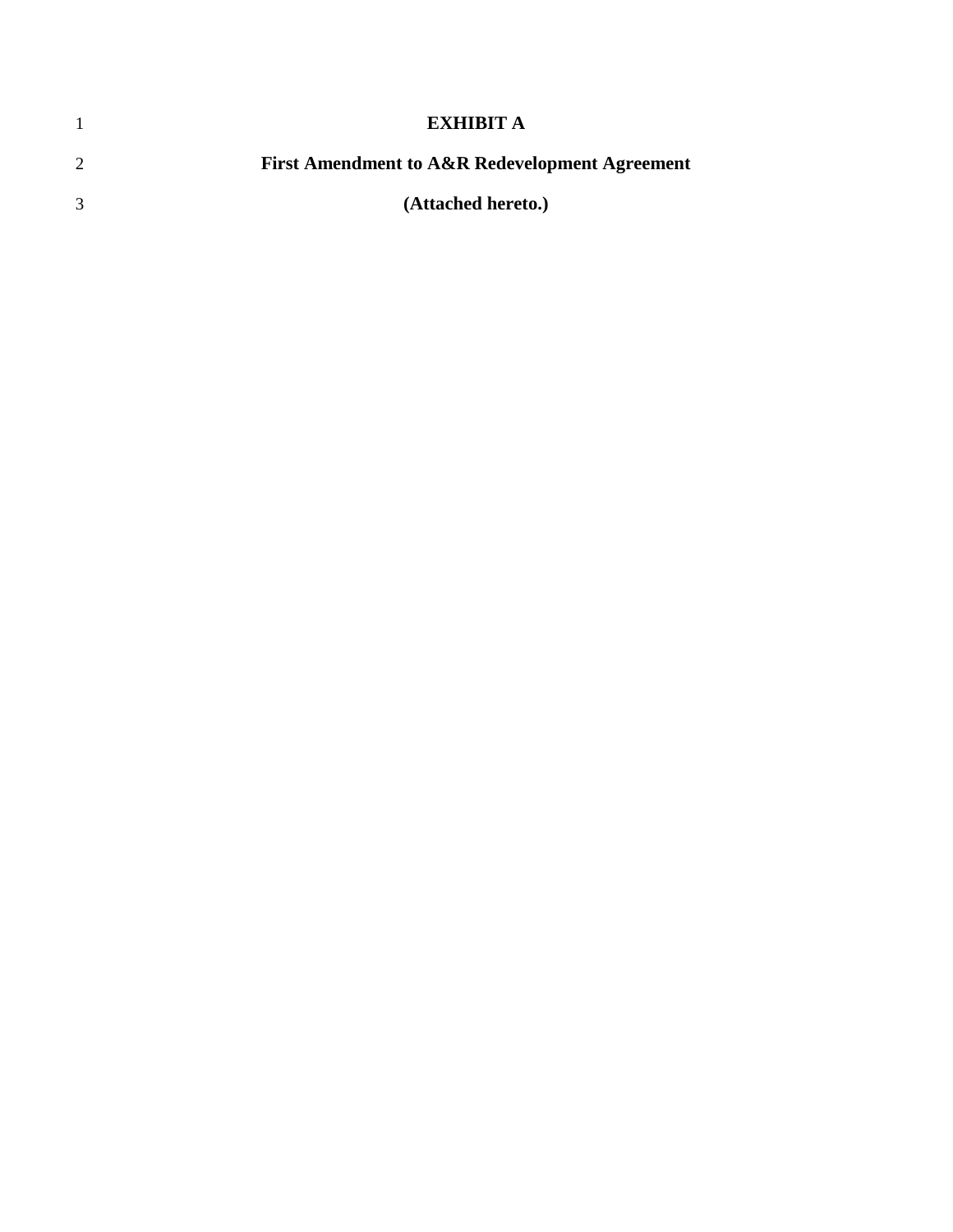**EXHIBIT A**

**First Amendment to A&R Redevelopment Agreement**

**(Attached hereto.)**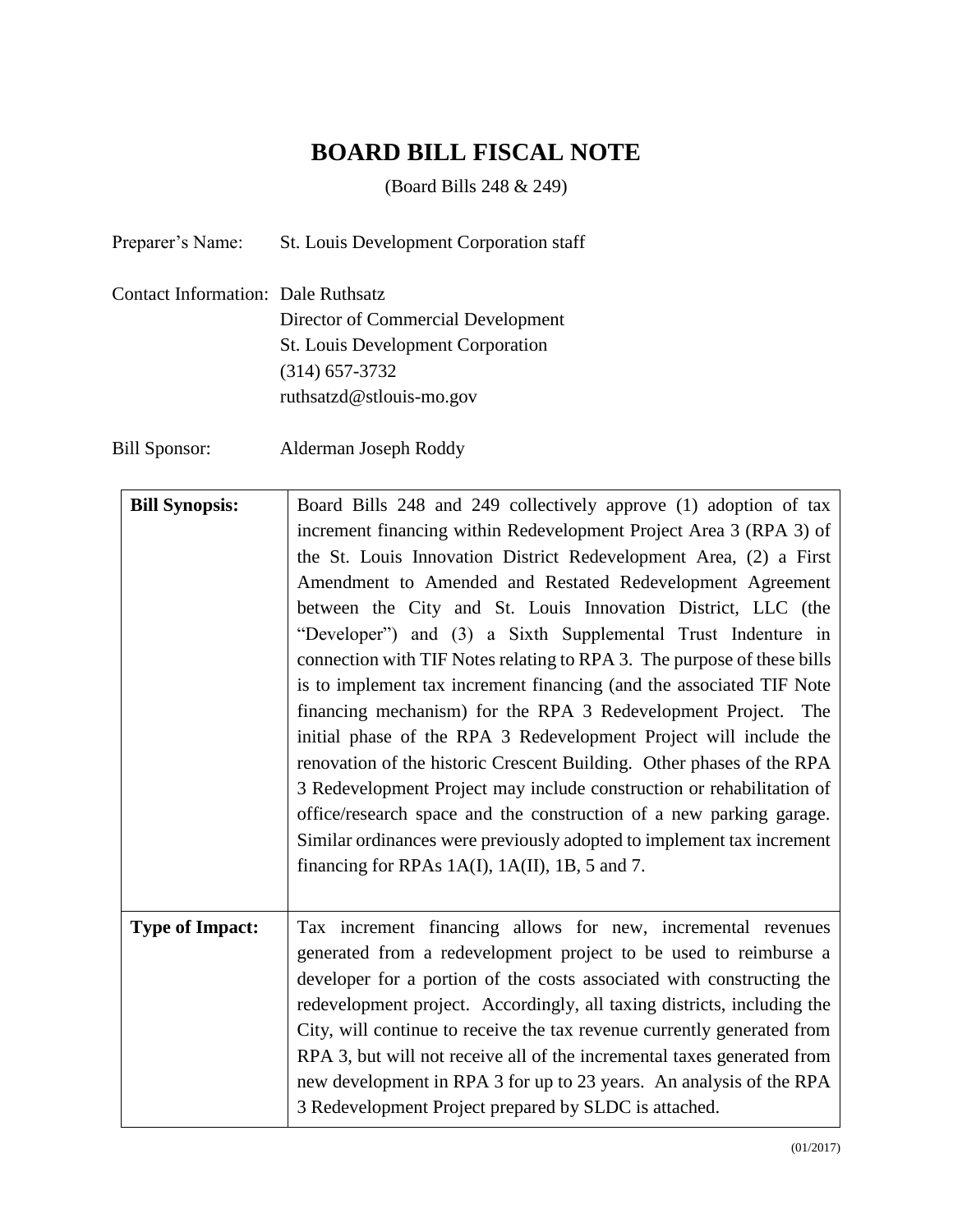# BOARD BILL FISCAL NOTE

(Board Bills 248 & 249)

Preparer's Name: St. Louis Development Corporation staff

Contact Information: Dale Ruthsatz
Director of Commercial Development
St. Louis Development Corporation
(314) 657-3732
ruthsatzd@stlouis-mo.gov

Bill Sponsor: Alderman Joseph Roddy

| | |
|---|---|
| **Bill Synopsis:** | Board Bills 248 and 249 collectively approve (1) adoption of tax increment financing within Redevelopment Project Area 3 (RPA 3) of the St. Louis Innovation District Redevelopment Area, (2) a First Amendment to Amended and Restated Redevelopment Agreement between the City and St. Louis Innovation District, LLC (the "Developer") and (3) a Sixth Supplemental Trust Indenture in connection with TIF Notes relating to RPA 3. The purpose of these bills is to implement tax increment financing (and the associated TIF Note financing mechanism) for the RPA 3 Redevelopment Project. The initial phase of the RPA 3 Redevelopment Project will include the renovation of the historic Crescent Building. Other phases of the RPA 3 Redevelopment Project may include construction or rehabilitation of office/research space and the construction of a new parking garage. Similar ordinances were previously adopted to implement tax increment financing for RPAs 1A(I), 1A(II), 1B, 5 and 7. |
| **Type of Impact:** | Tax increment financing allows for new, incremental revenues generated from a redevelopment project to be used to reimburse a developer for a portion of the costs associated with constructing the redevelopment project. Accordingly, all taxing districts, including the City, will continue to receive the tax revenue currently generated from RPA 3, but will not receive all of the incremental taxes generated from new development in RPA 3 for up to 23 years. An analysis of the RPA 3 Redevelopment Project prepared by SLDC is attached. |

(01/2017)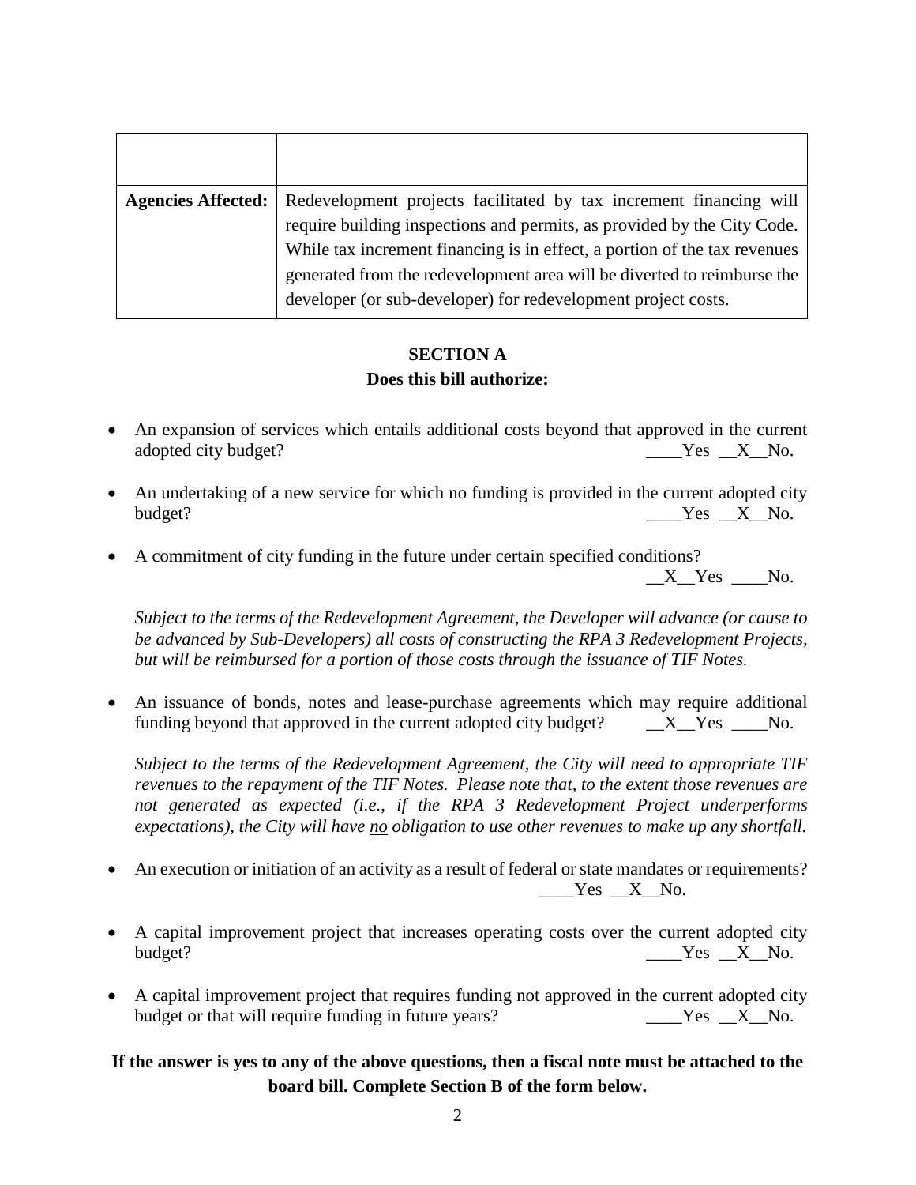| | |
|---|---|
| | |
| **Agencies Affected:** | Redevelopment projects facilitated by tax increment financing will require building inspections and permits, as provided by the City Code. While tax increment financing is in effect, a portion of the tax revenues generated from the redevelopment area will be diverted to reimburse the developer (or sub-developer) for redevelopment project costs. |

**SECTION A**

**Does this bill authorize:**

- An expansion of services which entails additional costs beyond that approved in the current adopted city budget? ____Yes __X__No.

- An undertaking of a new service for which no funding is provided in the current adopted city budget? ____Yes __X__No.

- A commitment of city funding in the future under certain specified conditions? __X__Yes ____No.

  *Subject to the terms of the Redevelopment Agreement, the Developer will advance (or cause to be advanced by Sub-Developers) all costs of constructing the RPA 3 Redevelopment Projects, but will be reimbursed for a portion of those costs through the issuance of TIF Notes.*

- An issuance of bonds, notes and lease-purchase agreements which may require additional funding beyond that approved in the current adopted city budget? __X__Yes ____No.

  *Subject to the terms of the Redevelopment Agreement, the City will need to appropriate TIF revenues to the repayment of the TIF Notes. Please note that, to the extent those revenues are not generated as expected (i.e., if the RPA 3 Redevelopment Project underperforms expectations), the City will have <u>no</u> obligation to use other revenues to make up any shortfall.*

- An execution or initiation of an activity as a result of federal or state mandates or requirements? ____Yes __X__No.

- A capital improvement project that increases operating costs over the current adopted city budget? ____Yes __X__No.

- A capital improvement project that requires funding not approved in the current adopted city budget or that will require funding in future years? ____Yes __X__No.

**If the answer is yes to any of the above questions, then a fiscal note must be attached to the board bill. Complete Section B of the form below.**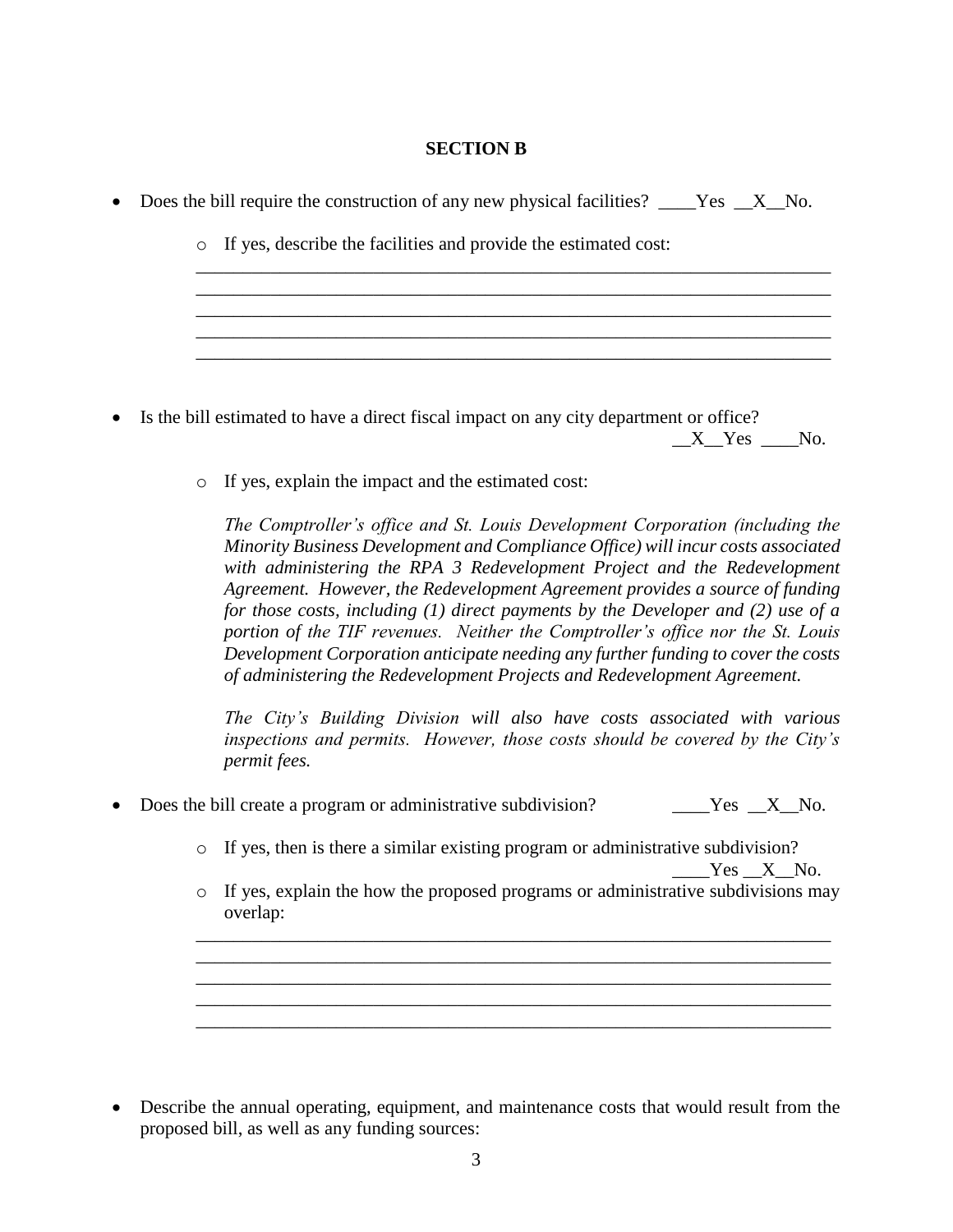**SECTION B**

- Does the bill require the construction of any new physical facilities? ____Yes __X__No.

    - If yes, describe the facilities and provide the estimated cost:

      ______________________________________________________________________
      ______________________________________________________________________
      ______________________________________________________________________
      ______________________________________________________________________
      ______________________________________________________________________

- Is the bill estimated to have a direct fiscal impact on any city department or office? __X__Yes ____No.

    - If yes, explain the impact and the estimated cost:

      *The Comptroller's office and St. Louis Development Corporation (including the Minority Business Development and Compliance Office) will incur costs associated with administering the RPA 3 Redevelopment Project and the Redevelopment Agreement. However, the Redevelopment Agreement provides a source of funding for those costs, including (1) direct payments by the Developer and (2) use of a portion of the TIF revenues. Neither the Comptroller's office nor the St. Louis Development Corporation anticipate needing any further funding to cover the costs of administering the Redevelopment Projects and Redevelopment Agreement.*

      *The City's Building Division will also have costs associated with various inspections and permits. However, those costs should be covered by the City's permit fees.*

- Does the bill create a program or administrative subdivision? ____Yes __X__No.

    - If yes, then is there a similar existing program or administrative subdivision? ____Yes __X__No.
    - If yes, explain the how the proposed programs or administrative subdivisions may overlap:

      ______________________________________________________________________
      ______________________________________________________________________
      ______________________________________________________________________
      ______________________________________________________________________
      ______________________________________________________________________

- Describe the annual operating, equipment, and maintenance costs that would result from the proposed bill, as well as any funding sources: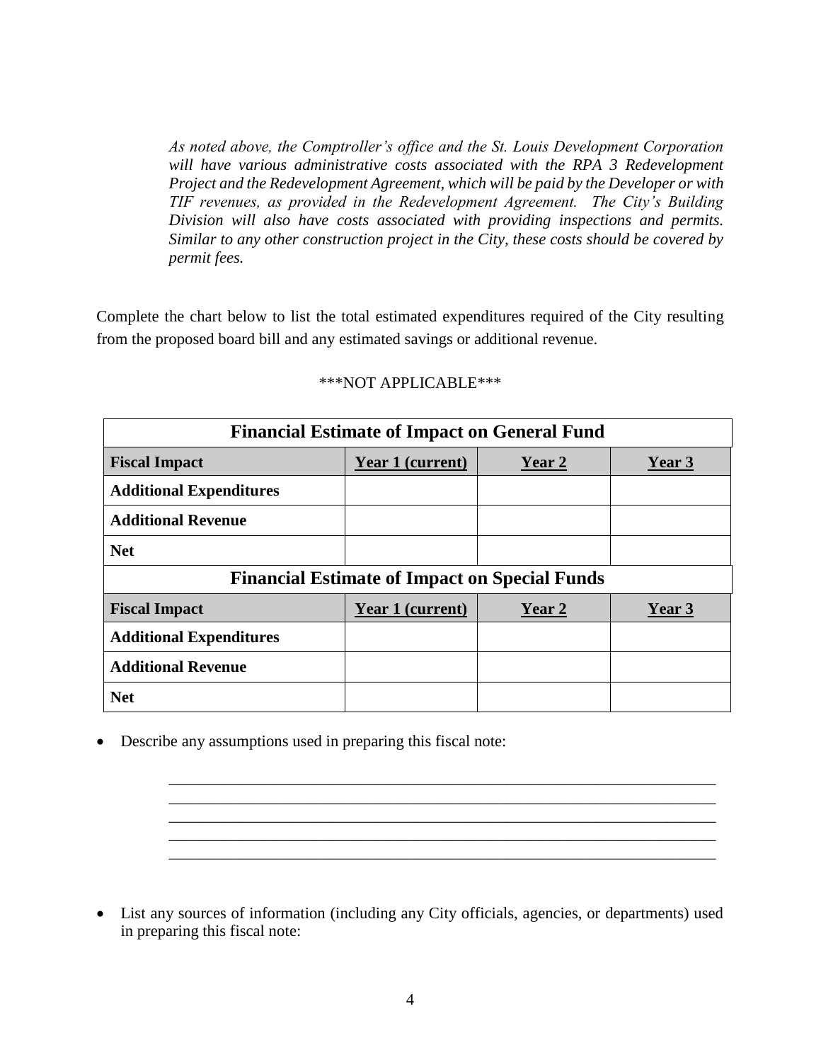*As noted above, the Comptroller's office and the St. Louis Development Corporation will have various administrative costs associated with the RPA 3 Redevelopment Project and the Redevelopment Agreement, which will be paid by the Developer or with TIF revenues, as provided in the Redevelopment Agreement. The City's Building Division will also have costs associated with providing inspections and permits. Similar to any other construction project in the City, these costs should be covered by permit fees.*

Complete the chart below to list the total estimated expenditures required of the City resulting from the proposed board bill and any estimated savings or additional revenue.

\*\*\*NOT APPLICABLE\*\*\*

| **Financial Estimate of Impact on General Fund** | | | |
|---|---|---|---|
| **Fiscal Impact** | **Year 1 (current)** | **Year 2** | **Year 3** |
| **Additional Expenditures** | | | |
| **Additional Revenue** | | | |
| **Net** | | | |
| **Financial Estimate of Impact on Special Funds** | | | |
| **Fiscal Impact** | **Year 1 (current)** | **Year 2** | **Year 3** |
| **Additional Expenditures** | | | |
| **Additional Revenue** | | | |
| **Net** | | | |

- Describe any assumptions used in preparing this fiscal note:

  \_\_\_\_\_\_\_\_\_\_\_\_\_\_\_\_\_\_\_\_\_\_\_\_\_\_\_\_\_\_\_\_\_\_\_\_\_\_\_\_\_\_\_\_\_\_\_\_\_\_\_\_\_\_\_\_\_\_\_\_\_\_\_\_\_\_\_\_
  \_\_\_\_\_\_\_\_\_\_\_\_\_\_\_\_\_\_\_\_\_\_\_\_\_\_\_\_\_\_\_\_\_\_\_\_\_\_\_\_\_\_\_\_\_\_\_\_\_\_\_\_\_\_\_\_\_\_\_\_\_\_\_\_\_\_\_\_
  \_\_\_\_\_\_\_\_\_\_\_\_\_\_\_\_\_\_\_\_\_\_\_\_\_\_\_\_\_\_\_\_\_\_\_\_\_\_\_\_\_\_\_\_\_\_\_\_\_\_\_\_\_\_\_\_\_\_\_\_\_\_\_\_\_\_\_\_
  \_\_\_\_\_\_\_\_\_\_\_\_\_\_\_\_\_\_\_\_\_\_\_\_\_\_\_\_\_\_\_\_\_\_\_\_\_\_\_\_\_\_\_\_\_\_\_\_\_\_\_\_\_\_\_\_\_\_\_\_\_\_\_\_\_\_\_\_
  \_\_\_\_\_\_\_\_\_\_\_\_\_\_\_\_\_\_\_\_\_\_\_\_\_\_\_\_\_\_\_\_\_\_\_\_\_\_\_\_\_\_\_\_\_\_\_\_\_\_\_\_\_\_\_\_\_\_\_\_\_\_\_\_\_\_\_\_

- List any sources of information (including any City officials, agencies, or departments) used in preparing this fiscal note: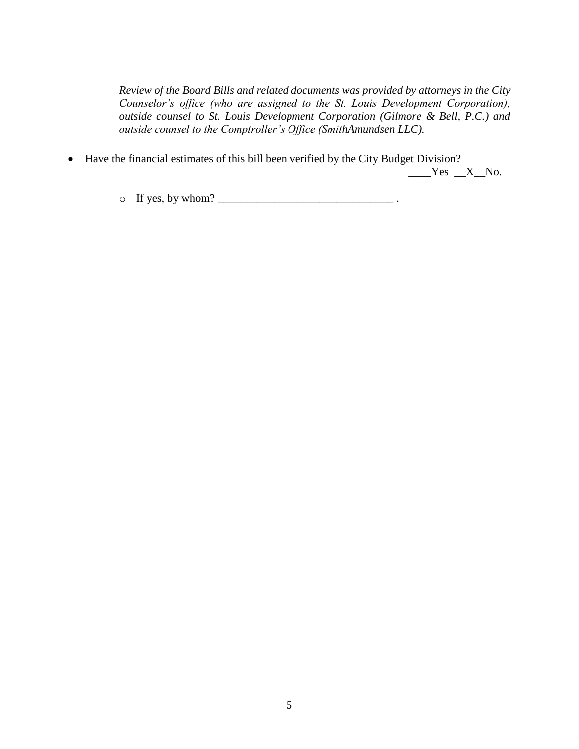*Review of the Board Bills and related documents was provided by attorneys in the City Counselor's office (who are assigned to the St. Louis Development Corporation), outside counsel to St. Louis Development Corporation (Gilmore & Bell, P.C.) and outside counsel to the Comptroller's Office (SmithAmundsen LLC).*

- Have the financial estimates of this bill been verified by the City Budget Division?
  ____Yes __X__No.
  - If yes, by whom? _______________________________ .